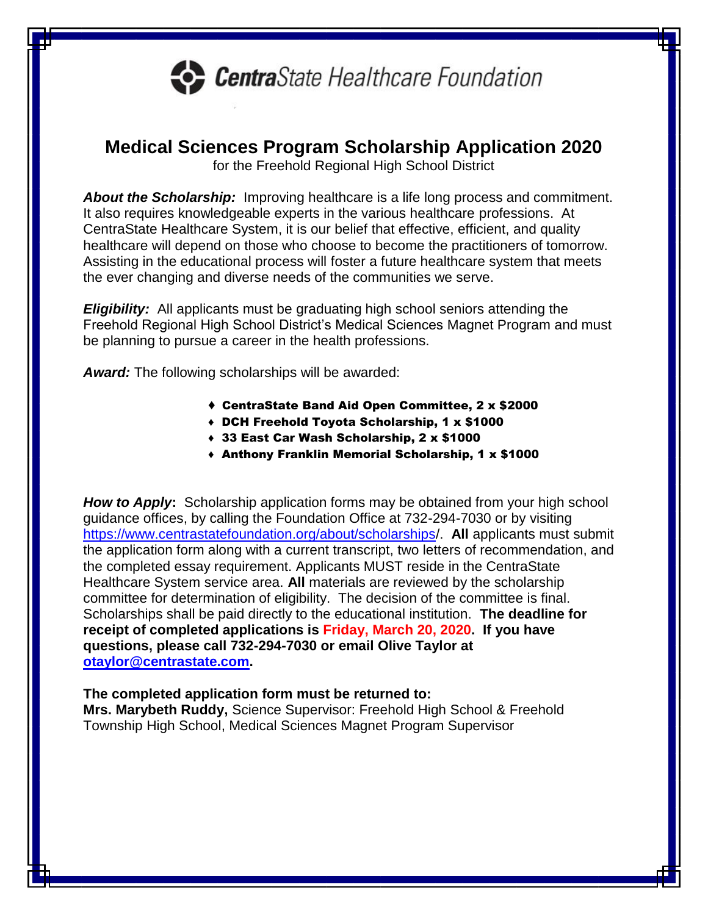**CentraState Healthcare Foundation**

# Medical Sciences Program Scholarship Application 2020

for the Freehold Regional High School District

***About the Scholarship:*** Improving healthcare is a life long process and commitment. It also requires knowledgeable experts in the various healthcare professions. At CentraState Healthcare System, it is our belief that effective, efficient, and quality healthcare will depend on those who choose to become the practitioners of tomorrow. Assisting in the educational process will foster a future healthcare system that meets the ever changing and diverse needs of the communities we serve.

***Eligibility:*** All applicants must be graduating high school seniors attending the Freehold Regional High School District's Medical Sciences Magnet Program and must be planning to pursue a career in the health professions.

***Award:*** The following scholarships will be awarded:

- **CentraState Band Aid Open Committee, 2 x $2000**
- **DCH Freehold Toyota Scholarship, 1 x $1000**
- **33 East Car Wash Scholarship, 2 x $1000**
- **Anthony Franklin Memorial Scholarship, 1 x $1000**

***How to Apply*:** Scholarship application forms may be obtained from your high school guidance offices, by calling the Foundation Office at 732-294-7030 or by visiting https://www.centrastatefoundation.org/about/scholarships/. **All** applicants must submit the application form along with a current transcript, two letters of recommendation, and the completed essay requirement. Applicants MUST reside in the CentraState Healthcare System service area. **All** materials are reviewed by the scholarship committee for determination of eligibility. The decision of the committee is final. Scholarships shall be paid directly to the educational institution. **The deadline for receipt of completed applications is Friday, March 20, 2020. If you have questions, please call 732-294-7030 or email Olive Taylor at otaylor@centrastate.com.**

**The completed application form must be returned to:**
**Mrs. Marybeth Ruddy,** Science Supervisor: Freehold High School & Freehold Township High School, Medical Sciences Magnet Program Supervisor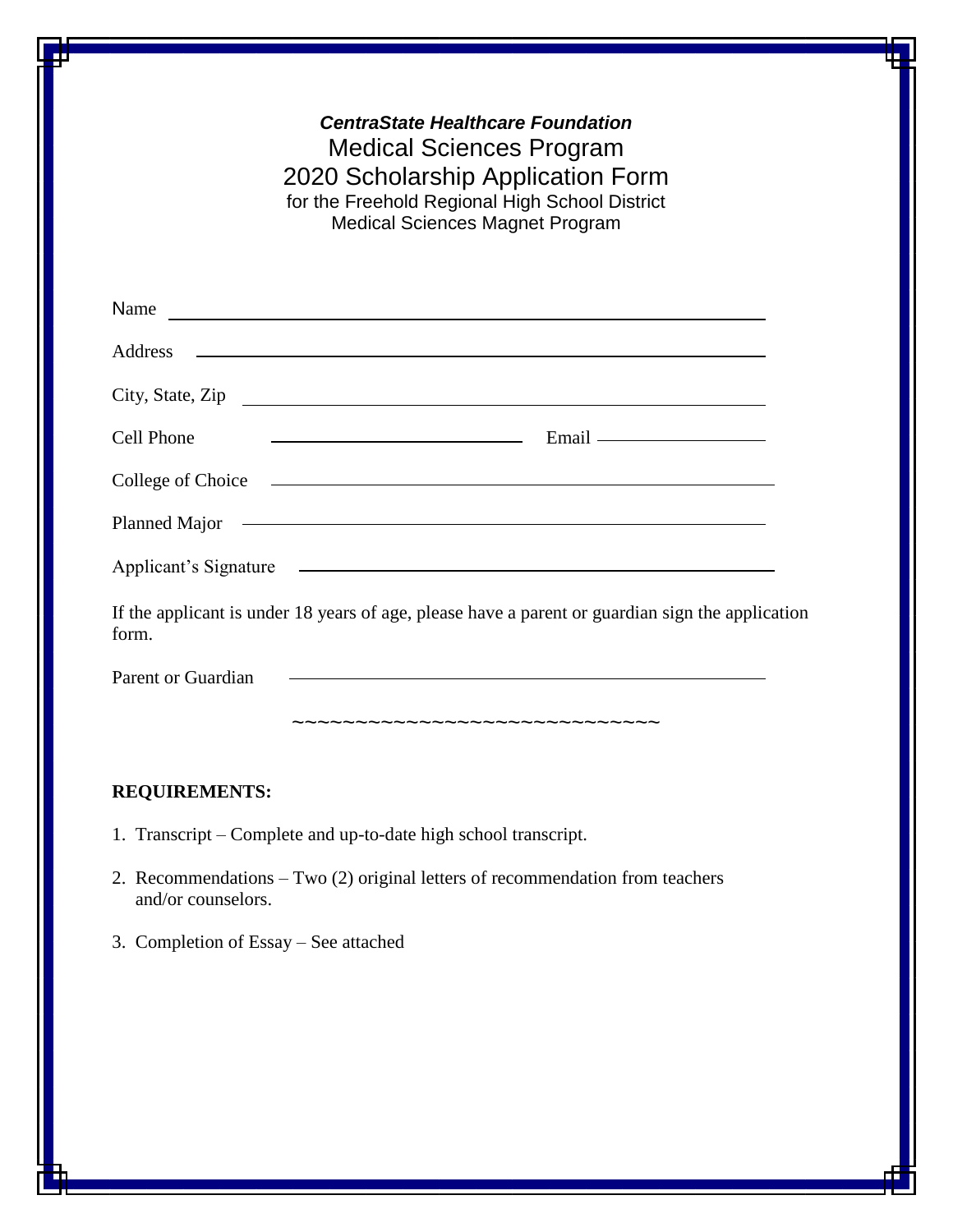***CentraState Healthcare Foundation***

# Medical Sciences Program
# 2020 Scholarship Application Form

for the Freehold Regional High School District
Medical Sciences Magnet Program

Name ______________________________________________________________

Address ____________________________________________________________

City, State, Zip _____________________________________________________

Cell Phone ______________________________ Email ____________________

College of Choice ____________________________________________________

Planned Major _______________________________________________________

Applicant's Signature _________________________________________________

If the applicant is under 18 years of age, please have a parent or guardian sign the application form.

Parent or Guardian ___________________________________________________

~~~~~~~~~~~~~~~~~~~~~~~~~~~~~~~~

**REQUIREMENTS:**

1. Transcript – Complete and up-to-date high school transcript.
2. Recommendations – Two (2) original letters of recommendation from teachers and/or counselors.
3. Completion of Essay – See attached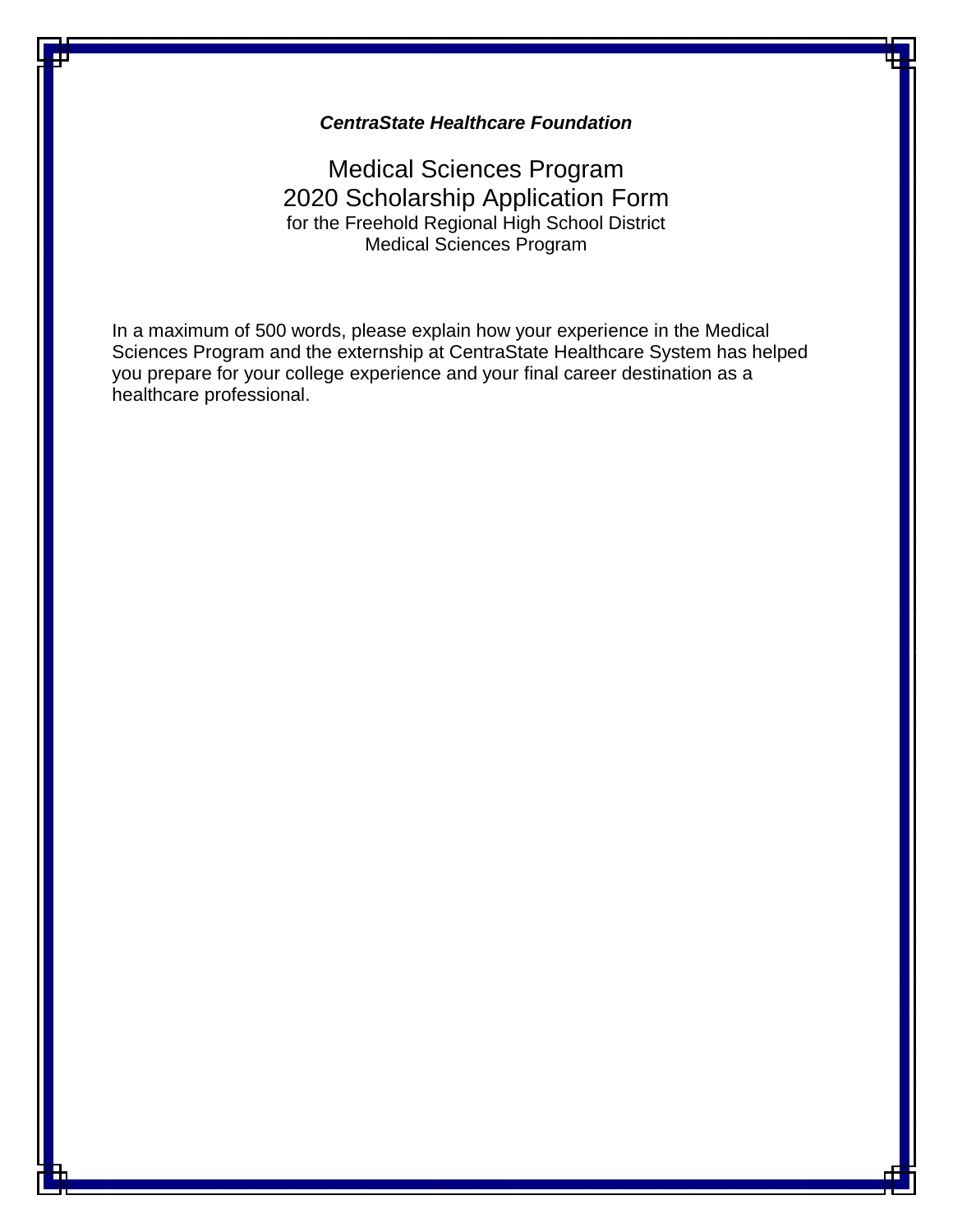***CentraState Healthcare Foundation***

# Medical Sciences Program
# 2020 Scholarship Application Form

for the Freehold Regional High School District
Medical Sciences Program

In a maximum of 500 words, please explain how your experience in the Medical Sciences Program and the externship at CentraState Healthcare System has helped you prepare for your college experience and your final career destination as a healthcare professional.